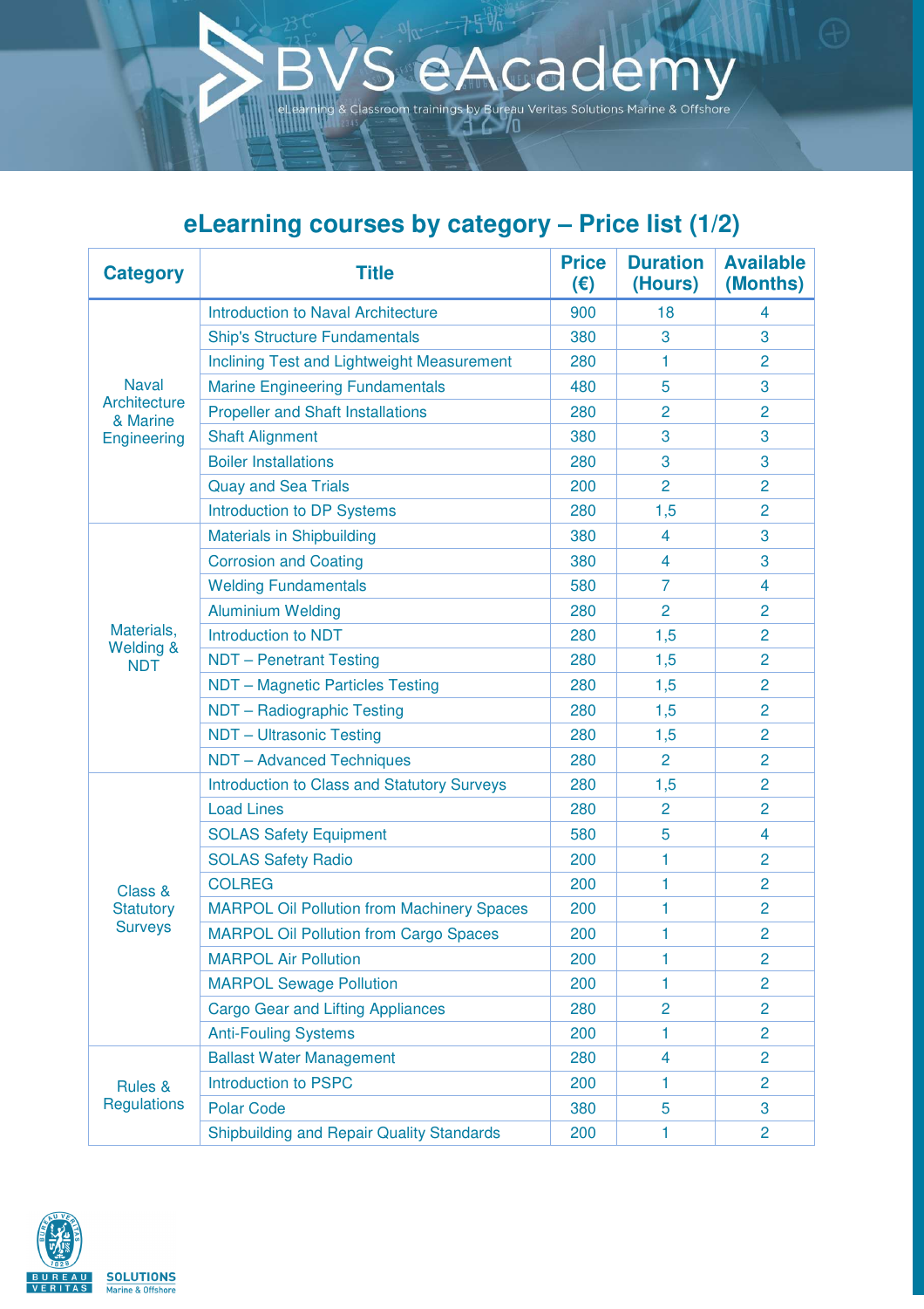# BVS eAcademy

eLearning & Classroom trainings by Bureau Veritas Solutions Marine & Offshore

## eLearning courses by category – Price list (1/2)

| Category | Title | Price (€) | Duration (Hours) | Available (Months) |
|---|---|---|---|---|
| Naval Architecture & Marine Engineering | Introduction to Naval Architecture | 900 | 18 | 4 |
| | Ship's Structure Fundamentals | 380 | 3 | 3 |
| | Inclining Test and Lightweight Measurement | 280 | 1 | 2 |
| | Marine Engineering Fundamentals | 480 | 5 | 3 |
| | Propeller and Shaft Installations | 280 | 2 | 2 |
| | Shaft Alignment | 380 | 3 | 3 |
| | Boiler Installations | 280 | 3 | 3 |
| | Quay and Sea Trials | 200 | 2 | 2 |
| | Introduction to DP Systems | 280 | 1,5 | 2 |
| Materials, Welding & NDT | Materials in Shipbuilding | 380 | 4 | 3 |
| | Corrosion and Coating | 380 | 4 | 3 |
| | Welding Fundamentals | 580 | 7 | 4 |
| | Aluminium Welding | 280 | 2 | 2 |
| | Introduction to NDT | 280 | 1,5 | 2 |
| | NDT – Penetrant Testing | 280 | 1,5 | 2 |
| | NDT – Magnetic Particles Testing | 280 | 1,5 | 2 |
| | NDT – Radiographic Testing | 280 | 1,5 | 2 |
| | NDT – Ultrasonic Testing | 280 | 1,5 | 2 |
| | NDT – Advanced Techniques | 280 | 2 | 2 |
| Class & Statutory Surveys | Introduction to Class and Statutory Surveys | 280 | 1,5 | 2 |
| | Load Lines | 280 | 2 | 2 |
| | SOLAS Safety Equipment | 580 | 5 | 4 |
| | SOLAS Safety Radio | 200 | 1 | 2 |
| | COLREG | 200 | 1 | 2 |
| | MARPOL Oil Pollution from Machinery Spaces | 200 | 1 | 2 |
| | MARPOL Oil Pollution from Cargo Spaces | 200 | 1 | 2 |
| | MARPOL Air Pollution | 200 | 1 | 2 |
| | MARPOL Sewage Pollution | 200 | 1 | 2 |
| | Cargo Gear and Lifting Appliances | 280 | 2 | 2 |
| | Anti-Fouling Systems | 200 | 1 | 2 |
| Rules & Regulations | Ballast Water Management | 280 | 4 | 2 |
| | Introduction to PSPC | 200 | 1 | 2 |
| | Polar Code | 380 | 5 | 3 |
| | Shipbuilding and Repair Quality Standards | 200 | 1 | 2 |

BUREAU VERITAS 1828 — SOLUTIONS Marine & Offshore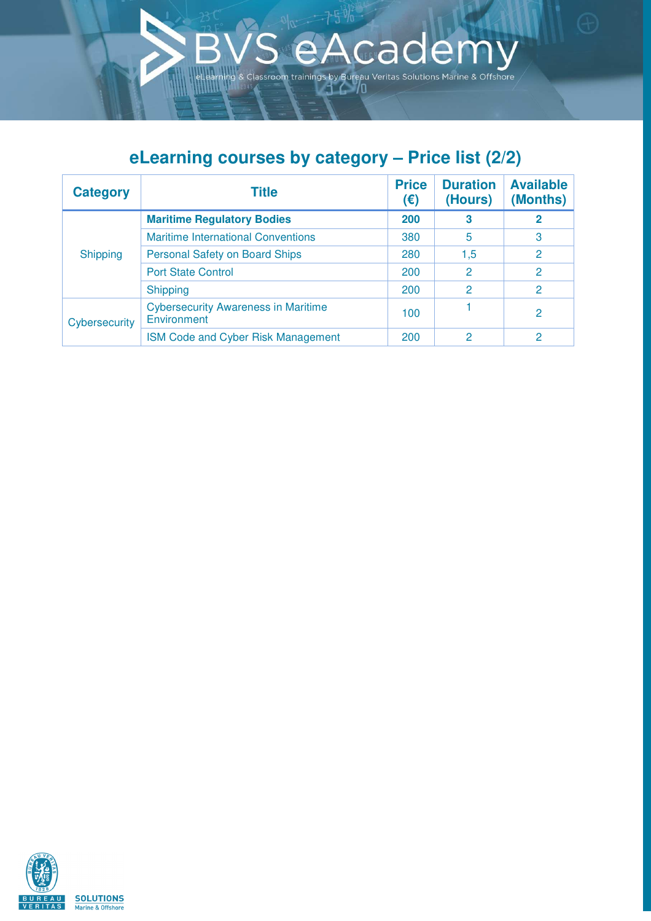# BVS eAcademy

eLearning & Classroom trainings by Bureau Veritas Solutions Marine & Offshore

## eLearning courses by category – Price list (2/2)

| Category | Title | Price (€) | Duration (Hours) | Available (Months) |
|---|---|---|---|---|
| Shipping | **Maritime Regulatory Bodies** | **200** | **3** | **2** |
| | Maritime International Conventions | 380 | 5 | 3 |
| | Personal Safety on Board Ships | 280 | 1,5 | 2 |
| | Port State Control | 200 | 2 | 2 |
| | Shipping | 200 | 2 | 2 |
| Cybersecurity | Cybersecurity Awareness in Maritime Environment | 100 | 1 | 2 |
| | ISM Code and Cyber Risk Management | 200 | 2 | 2 |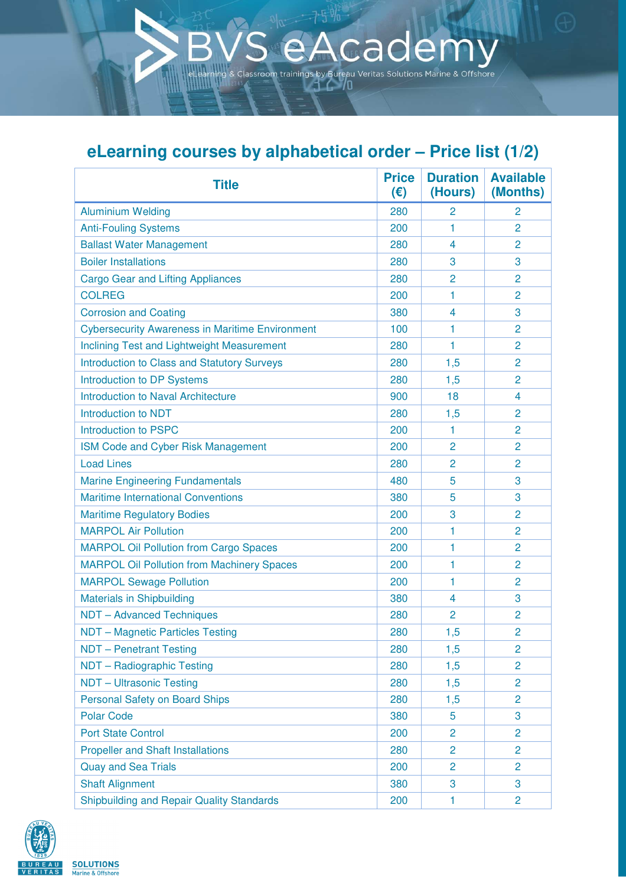# BVS eAcademy

eLearning & Classroom trainings by Bureau Veritas Solutions Marine & Offshore

## eLearning courses by alphabetical order – Price list (1/2)

| Title | Price (€) | Duration (Hours) | Available (Months) |
|---|---|---|---|
| Aluminium Welding | 280 | 2 | 2 |
| Anti-Fouling Systems | 200 | 1 | 2 |
| Ballast Water Management | 280 | 4 | 2 |
| Boiler Installations | 280 | 3 | 3 |
| Cargo Gear and Lifting Appliances | 280 | 2 | 2 |
| COLREG | 200 | 1 | 2 |
| Corrosion and Coating | 380 | 4 | 3 |
| Cybersecurity Awareness in Maritime Environment | 100 | 1 | 2 |
| Inclining Test and Lightweight Measurement | 280 | 1 | 2 |
| Introduction to Class and Statutory Surveys | 280 | 1,5 | 2 |
| Introduction to DP Systems | 280 | 1,5 | 2 |
| Introduction to Naval Architecture | 900 | 18 | 4 |
| Introduction to NDT | 280 | 1,5 | 2 |
| Introduction to PSPC | 200 | 1 | 2 |
| ISM Code and Cyber Risk Management | 200 | 2 | 2 |
| Load Lines | 280 | 2 | 2 |
| Marine Engineering Fundamentals | 480 | 5 | 3 |
| Maritime International Conventions | 380 | 5 | 3 |
| Maritime Regulatory Bodies | 200 | 3 | 2 |
| MARPOL Air Pollution | 200 | 1 | 2 |
| MARPOL Oil Pollution from Cargo Spaces | 200 | 1 | 2 |
| MARPOL Oil Pollution from Machinery Spaces | 200 | 1 | 2 |
| MARPOL Sewage Pollution | 200 | 1 | 2 |
| Materials in Shipbuilding | 380 | 4 | 3 |
| NDT – Advanced Techniques | 280 | 2 | 2 |
| NDT – Magnetic Particles Testing | 280 | 1,5 | 2 |
| NDT – Penetrant Testing | 280 | 1,5 | 2 |
| NDT – Radiographic Testing | 280 | 1,5 | 2 |
| NDT – Ultrasonic Testing | 280 | 1,5 | 2 |
| Personal Safety on Board Ships | 280 | 1,5 | 2 |
| Polar Code | 380 | 5 | 3 |
| Port State Control | 200 | 2 | 2 |
| Propeller and Shaft Installations | 280 | 2 | 2 |
| Quay and Sea Trials | 200 | 2 | 2 |
| Shaft Alignment | 380 | 3 | 3 |
| Shipbuilding and Repair Quality Standards | 200 | 1 | 2 |

BUREAU VERITAS 1828

SOLUTIONS
Marine & Offshore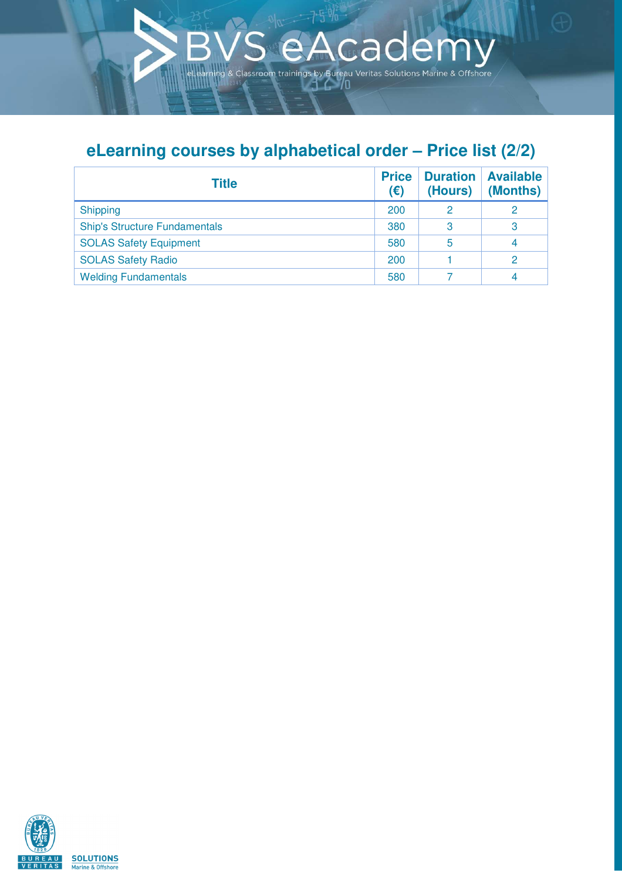## eLearning courses by alphabetical order – Price list (2/2)

| Title | Price (€) | Duration (Hours) | Available (Months) |
|---|---|---|---|
| Shipping | 200 | 2 | 2 |
| Ship's Structure Fundamentals | 380 | 3 | 3 |
| SOLAS Safety Equipment | 580 | 5 | 4 |
| SOLAS Safety Radio | 200 | 1 | 2 |
| Welding Fundamentals | 580 | 7 | 4 |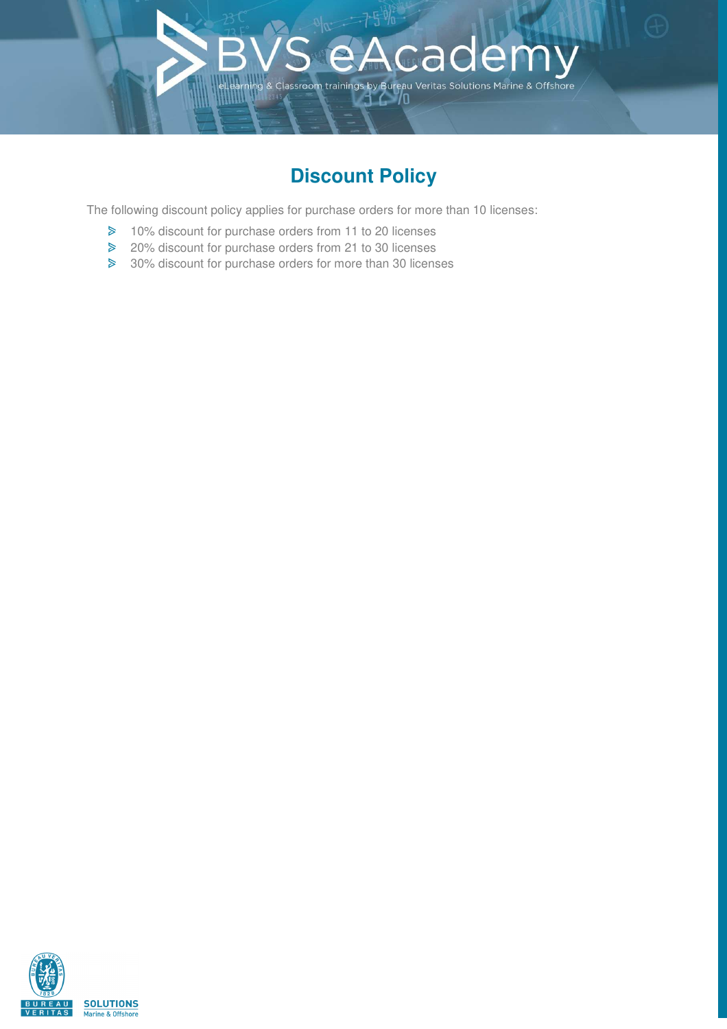# Discount Policy

The following discount policy applies for purchase orders for more than 10 licenses:

- 10% discount for purchase orders from 11 to 20 licenses
- 20% discount for purchase orders from 21 to 30 licenses
- 30% discount for purchase orders for more than 30 licenses